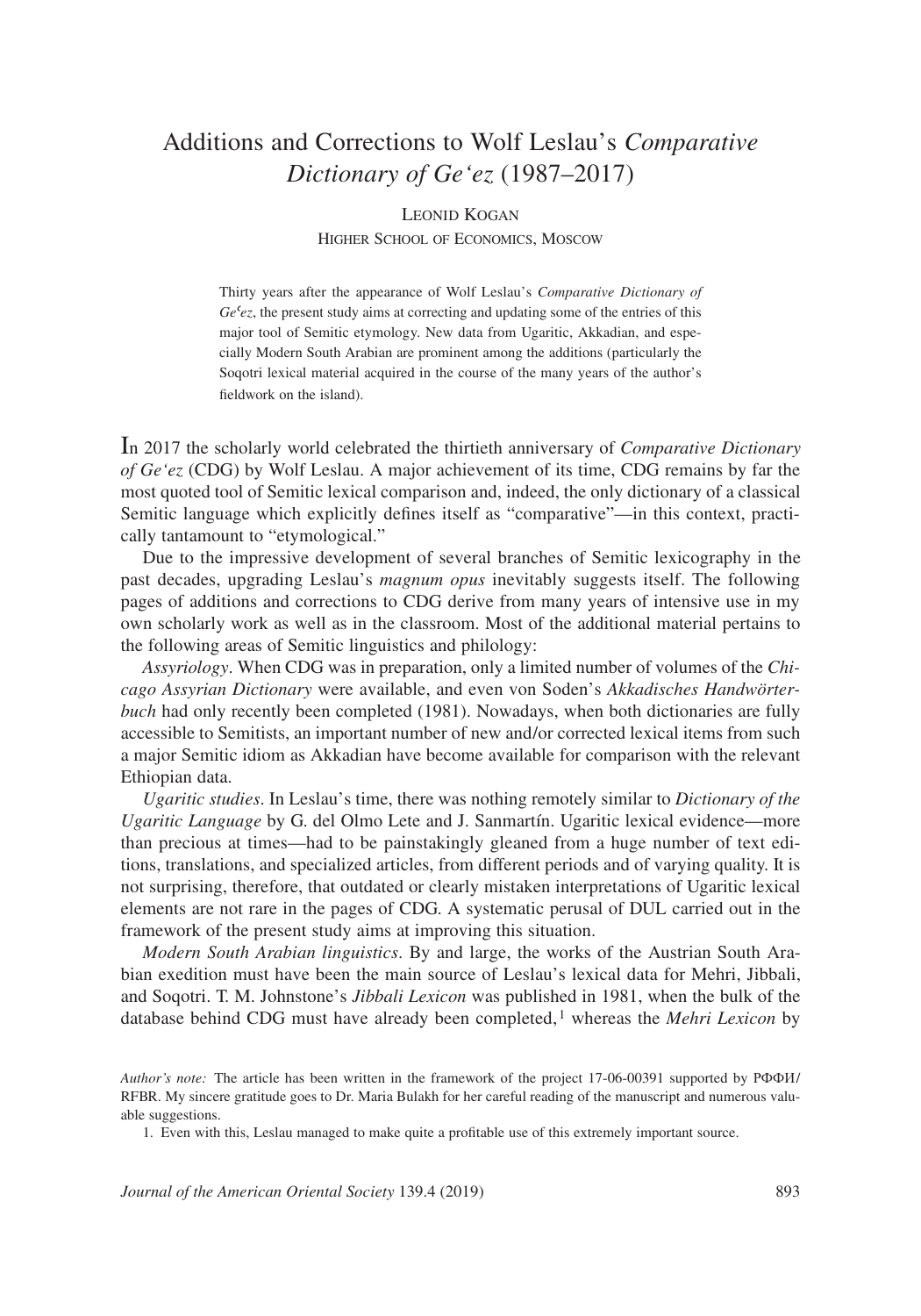# Additions and Corrections to Wolf Leslau's *Comparative Dictionary of Ge'ez* (1987–2017)

LEONID KOGAN
HIGHER SCHOOL OF ECONOMICS, MOSCOW

Thirty years after the appearance of Wolf Leslau's *Comparative Dictionary of Geʿez*, the present study aims at correcting and updating some of the entries of this major tool of Semitic etymology. New data from Ugaritic, Akkadian, and especially Modern South Arabian are prominent among the additions (particularly the Soqotri lexical material acquired in the course of the many years of the author's fieldwork on the island).

In 2017 the scholarly world celebrated the thirtieth anniversary of *Comparative Dictionary of Ge'ez* (CDG) by Wolf Leslau. A major achievement of its time, CDG remains by far the most quoted tool of Semitic lexical comparison and, indeed, the only dictionary of a classical Semitic language which explicitly defines itself as "comparative"—in this context, practically tantamount to "etymological."

Due to the impressive development of several branches of Semitic lexicography in the past decades, upgrading Leslau's *magnum opus* inevitably suggests itself. The following pages of additions and corrections to CDG derive from many years of intensive use in my own scholarly work as well as in the classroom. Most of the additional material pertains to the following areas of Semitic linguistics and philology:

*Assyriology*. When CDG was in preparation, only a limited number of volumes of the *Chicago Assyrian Dictionary* were available, and even von Soden's *Akkadisches Handwörterbuch* had only recently been completed (1981). Nowadays, when both dictionaries are fully accessible to Semitists, an important number of new and/or corrected lexical items from such a major Semitic idiom as Akkadian have become available for comparison with the relevant Ethiopian data.

*Ugaritic studies*. In Leslau's time, there was nothing remotely similar to *Dictionary of the Ugaritic Language* by G. del Olmo Lete and J. Sanmartín. Ugaritic lexical evidence—more than precious at times—had to be painstakingly gleaned from a huge number of text editions, translations, and specialized articles, from different periods and of varying quality. It is not surprising, therefore, that outdated or clearly mistaken interpretations of Ugaritic lexical elements are not rare in the pages of CDG. A systematic perusal of DUL carried out in the framework of the present study aims at improving this situation.

*Modern South Arabian linguistics*. By and large, the works of the Austrian South Arabian exedition must have been the main source of Leslau's lexical data for Mehri, Jibbali, and Soqotri. T. M. Johnstone's *Jibbali Lexicon* was published in 1981, when the bulk of the database behind CDG must have already been completed,[1] whereas the *Mehri Lexicon* by

*Author's note:* The article has been written in the framework of the project 17-06-00391 supported by РФФИ/RFBR. My sincere gratitude goes to Dr. Maria Bulakh for her careful reading of the manuscript and numerous valuable suggestions.

1. Even with this, Leslau managed to make quite a profitable use of this extremely important source.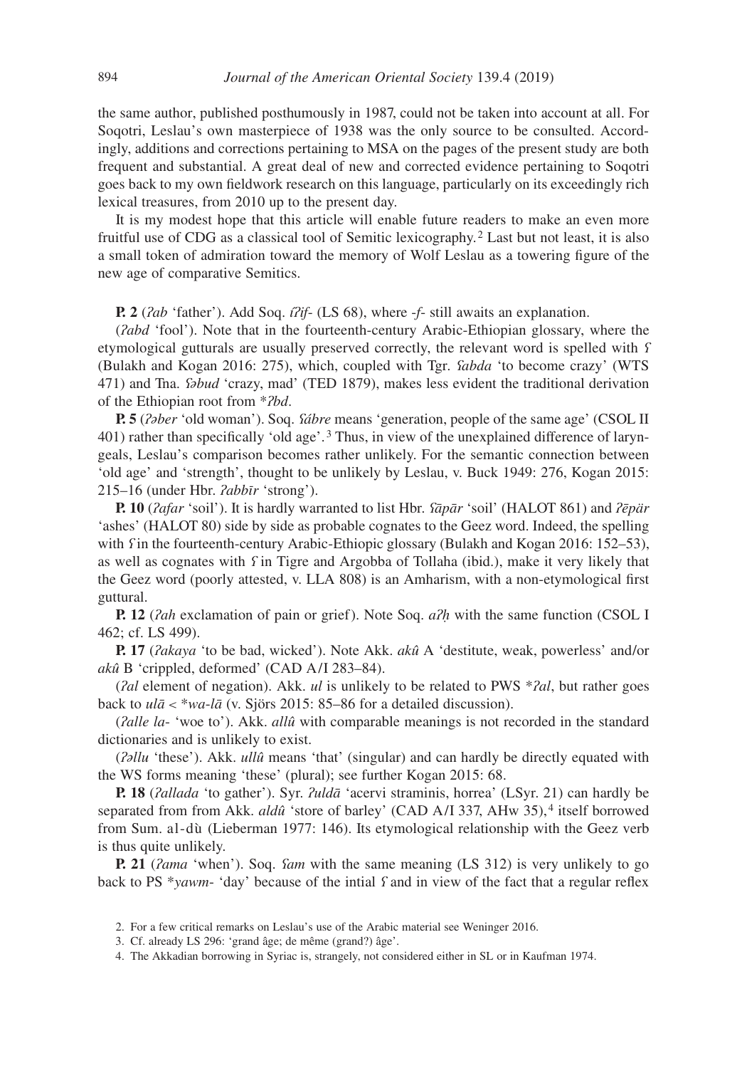the same author, published posthumously in 1987, could not be taken into account at all. For Soqotri, Leslau's own masterpiece of 1938 was the only source to be consulted. Accordingly, additions and corrections pertaining to MSA on the pages of the present study are both frequent and substantial. A great deal of new and corrected evidence pertaining to Soqotri goes back to my own fieldwork research on this language, particularly on its exceedingly rich lexical treasures, from 2010 up to the present day.

It is my modest hope that this article will enable future readers to make an even more fruitful use of CDG as a classical tool of Semitic lexicography.[2] Last but not least, it is also a small token of admiration toward the memory of Wolf Leslau as a towering figure of the new age of comparative Semitics.

**P. 2** (*ʔab* 'father'). Add Soq. *íʔif-* (LS 68), where *-f-* still awaits an explanation.

(*ʔabd* 'fool'). Note that in the fourteenth-century Arabic-Ethiopian glossary, where the etymological gutturals are usually preserved correctly, the relevant word is spelled with ʕ (Bulakh and Kogan 2016: 275), which, coupled with Tgr. *ʕabda* 'to become crazy' (WTS 471) and Tna. *ʕəbud* 'crazy, mad' (TED 1879), makes less evident the traditional derivation of the Ethiopian root from \**ʔbd*.

**P. 5** (*ʔəber* 'old woman'). Soq. *ʕábre* means 'generation, people of the same age' (CSOL II 401) rather than specifically 'old age'.[3] Thus, in view of the unexplained difference of laryngeals, Leslau's comparison becomes rather unlikely. For the semantic connection between 'old age' and 'strength', thought to be unlikely by Leslau, v. Buck 1949: 276, Kogan 2015: 215–16 (under Hbr. *ʔabbīr* 'strong').

**P. 10** (*ʔafar* 'soil'). It is hardly warranted to list Hbr. *ʕāpār* 'soil' (HALOT 861) and *ʔēpär* 'ashes' (HALOT 80) side by side as probable cognates to the Geez word. Indeed, the spelling with ʕ in the fourteenth-century Arabic-Ethiopic glossary (Bulakh and Kogan 2016: 152–53), as well as cognates with ʕ in Tigre and Argobba of Tollaha (ibid.), make it very likely that the Geez word (poorly attested, v. LLA 808) is an Amharism, with a non-etymological first guttural.

**P. 12** (*ʔah* exclamation of pain or grief). Note Soq. *aʔḥ* with the same function (CSOL I 462; cf. LS 499).

**P. 17** (*ʔakaya* 'to be bad, wicked'). Note Akk. *akû* A 'destitute, weak, powerless' and/or *akû* B 'crippled, deformed' (CAD A/I 283–84).

(*ʔal* element of negation). Akk. *ul* is unlikely to be related to PWS \**ʔal*, but rather goes back to *ulā* < \**wa-lā* (v. Sjörs 2015: 85–86 for a detailed discussion).

(*ʔalle la-* 'woe to'). Akk. *allû* with comparable meanings is not recorded in the standard dictionaries and is unlikely to exist.

(*ʔəllu* 'these'). Akk. *ullû* means 'that' (singular) and can hardly be directly equated with the WS forms meaning 'these' (plural); see further Kogan 2015: 68.

**P. 18** (*ʔallada* 'to gather'). Syr. *ʔuldā* 'acervi straminis, horrea' (LSyr. 21) can hardly be separated from from Akk. *aldû* 'store of barley' (CAD A/I 337, AHw 35),[4] itself borrowed from Sum. al-dù (Lieberman 1977: 146). Its etymological relationship with the Geez verb is thus quite unlikely.

**P. 21** (*ʔama* 'when'). Soq. *ʕam* with the same meaning (LS 312) is very unlikely to go back to PS \**yawm-* 'day' because of the intial ʕ and in view of the fact that a regular reflex

2. For a few critical remarks on Leslau's use of the Arabic material see Weninger 2016.

3. Cf. already LS 296: 'grand âge; de même (grand?) âge'.

4. The Akkadian borrowing in Syriac is, strangely, not considered either in SL or in Kaufman 1974.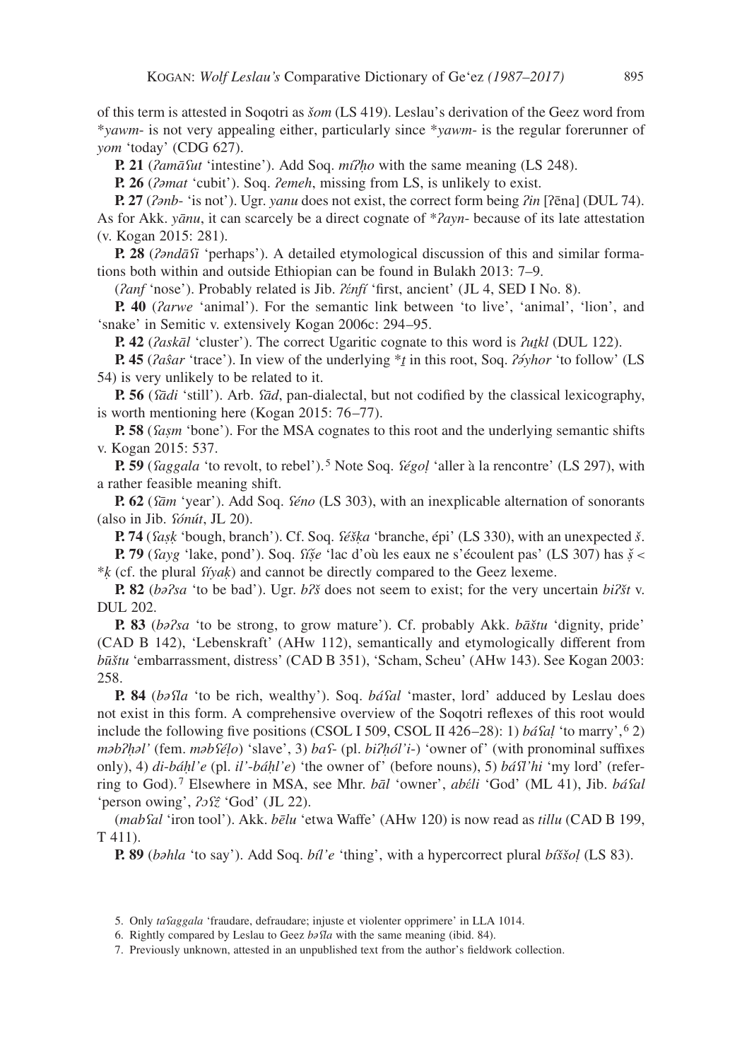of this term is attested in Soqotri as *šom* (LS 419). Leslau's derivation of the Geez word from *\*yawm-* is not very appealing either, particularly since *\*yawm-* is the regular forerunner of *yom* 'today' (CDG 627).

**P. 21** (*ʔamāʕut* 'intestine'). Add Soq. *míʔḥo* with the same meaning (LS 248).

**P. 26** (*ʔəmat* 'cubit'). Soq. *ʔemeh*, missing from LS, is unlikely to exist.

**P. 27** (*ʔənb-* 'is not'). Ugr. *yanu* does not exist, the correct form being *ʔin* [ʔēna] (DUL 74). As for Akk. *yānu*, it can scarcely be a direct cognate of *\*ʔayn-* because of its late attestation (v. Kogan 2015: 281).

**P. 28** (*ʔəndāʕi* 'perhaps'). A detailed etymological discussion of this and similar formations both within and outside Ethiopian can be found in Bulakh 2013: 7–9.

(*ʔanf* 'nose'). Probably related is Jib. *ʔɛ́nfí* 'first, ancient' (JL 4, SED I No. 8).

**P. 40** (*ʔarwe* 'animal'). For the semantic link between 'to live', 'animal', 'lion', and 'snake' in Semitic v. extensively Kogan 2006c: 294–95.

**P. 42** (*ʔaskāl* 'cluster'). The correct Ugaritic cognate to this word is *ʔuṯkl* (DUL 122).

**P. 45** (*ʔaŝar* 'trace'). In view of the underlying *\*ṯ* in this root, Soq. *ʔə́yhor* 'to follow' (LS 54) is very unlikely to be related to it.

**P. 56** (*ʕādi* 'still'). Arb. *ʕad*, pan-dialectal, but not codified by the classical lexicography, is worth mentioning here (Kogan 2015: 76–77).

**P. 58** (*ʕaṣm* 'bone'). For the MSA cognates to this root and the underlying semantic shifts v. Kogan 2015: 537.

**P. 59** (*ʕaggala* 'to revolt, to rebel').[5] Note Soq. *ʕégoḷ* 'aller à la rencontre' (LS 297), with a rather feasible meaning shift.

**P. 62** (*ʕām* 'year'). Add Soq. *ʕéno* (LS 303), with an inexplicable alternation of sonorants (also in Jib. *ʕɔ́nút*, JL 20).

**P. 74** (*ʕaṣḳ* 'bough, branch'). Cf. Soq. *ʕéšḳa* 'branche, épi' (LS 330), with an unexpected *š*.

**P. 79** (*ʕayg* 'lake, pond'). Soq. *ʕíṣ̌e* 'lac d'où les eaux ne s'écoulent pas' (LS 307) has *ṣ̌* < *\*ḳ* (cf. the plural *ʕíyaḳ*) and cannot be directly compared to the Geez lexeme.

**P. 82** (*bəʔsa* 'to be bad'). Ugr. *bʔš* does not seem to exist; for the very uncertain *biʔšt* v. DUL 202.

**P. 83** (*bəʔsa* 'to be strong, to grow mature'). Cf. probably Akk. *bāštu* 'dignity, pride' (CAD B 142), 'Lebenskraft' (AHw 112), semantically and etymologically different from *būštu* 'embarrassment, distress' (CAD B 351), 'Scham, Scheu' (AHw 143). See Kogan 2003: 258.

**P. 84** (*bəʕla* 'to be rich, wealthy'). Soq. *báʕal* 'master, lord' adduced by Leslau does not exist in this form. A comprehensive overview of the Soqotri reflexes of this root would include the following five positions (CSOL I 509, CSOL II 426–28): 1) *báʕaḷ* 'to marry',[6] 2) *məbʔḥəl'* (fem. *məbʕéḷo*) 'slave', 3) *baʕ-* (pl. *biʔḥól'i-*) 'owner of' (with pronominal suffixes only), 4) *di-báḥl'e* (pl. *il'-báḥl'e*) 'the owner of' (before nouns), 5) *báʕl'hi* 'my lord' (referring to God).[7] Elsewhere in MSA, see Mhr. *bāl* 'owner', *abéli* 'God' (ML 41), Jib. *báʕal* 'person owing', *ʔɔʕẑ* 'God' (JL 22).

(*mabʕal* 'iron tool'). Akk. *bēlu* 'etwa Waffe' (AHw 120) is now read as *tillu* (CAD B 199, T 411).

**P. 89** (*bəhla* 'to say'). Add Soq. *bíl'e* 'thing', with a hypercorrect plural *bíššoḷ* (LS 83).

5. Only *taʕaggala* 'fraudare, defraudare; injuste et violenter opprimere' in LLA 1014.

6. Rightly compared by Leslau to Geez *bəʕla* with the same meaning (ibid. 84).

7. Previously unknown, attested in an unpublished text from the author's fieldwork collection.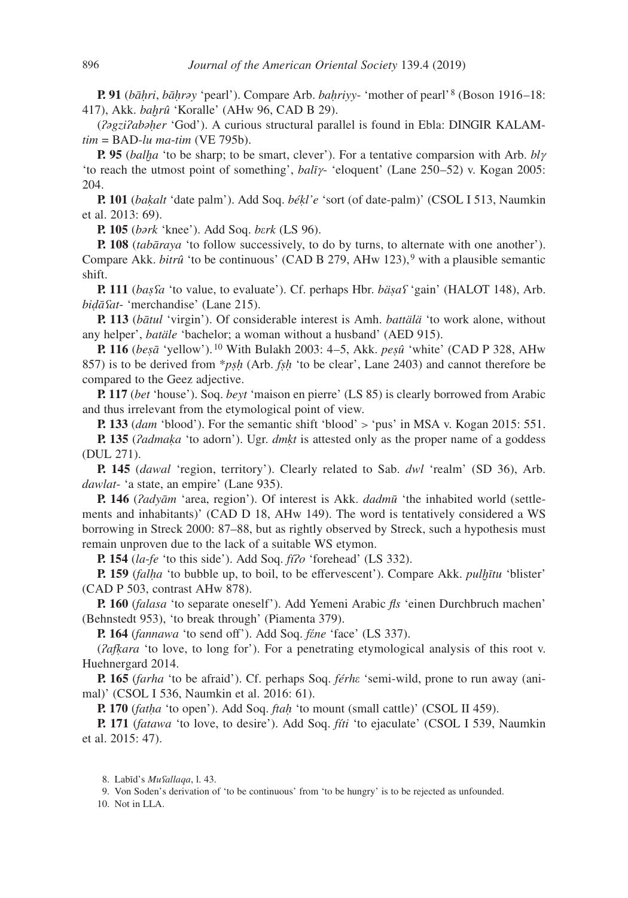**P. 91** (*bāḥri*, *bāḥrəy* 'pearl'). Compare Arb. *baḥriyy-* 'mother of pearl'[8] (Boson 1916–18: 417), Akk. *baḫrû* 'Koralle' (AHw 96, CAD B 29).

(*ʔəgziʔabəḥer* 'God'). A curious structural parallel is found in Ebla: DINGIR KALAM-*tim* = BAD-*lu ma-tim* (VE 795b).

**P. 95** (*balḫa* 'to be sharp; to be smart, clever'). For a tentative comparsion with Arb. *blγ* 'to reach the utmost point of something', *balīγ-* 'eloquent' (Lane 250–52) v. Kogan 2005: 204.

**P. 101** (*baḳalt* 'date palm'). Add Soq. *béḳl'e* 'sort (of date-palm)' (CSOL I 513, Naumkin et al. 2013: 69).

**P. 105** (*bərk* 'knee'). Add Soq. *bɛrk* (LS 96).

**P. 108** (*tabāraya* 'to follow successively, to do by turns, to alternate with one another'). Compare Akk. *bitrû* 'to be continuous' (CAD B 279, AHw 123),[9] with a plausible semantic shift.

**P. 111** (*baṣʕa* 'to value, to evaluate'). Cf. perhaps Hbr. *bäṣaʕ* 'gain' (HALOT 148), Arb. *biḍāʕat-* 'merchandise' (Lane 215).

**P. 113** (*bātul* 'virgin'). Of considerable interest is Amh. *battälä* 'to work alone, without any helper', *batäle* 'bachelor; a woman without a husband' (AED 915).

**P. 116** (*beṣā* 'yellow').[10] With Bulakh 2003: 4–5, Akk. *peṣû* 'white' (CAD P 328, AHw 857) is to be derived from \**pṣḥ* (Arb. *fṣḥ* 'to be clear', Lane 2403) and cannot therefore be compared to the Geez adjective.

**P. 117** (*bet* 'house'). Soq. *beyt* 'maison en pierre' (LS 85) is clearly borrowed from Arabic and thus irrelevant from the etymological point of view.

**P. 133** (*dam* 'blood'). For the semantic shift 'blood' > 'pus' in MSA v. Kogan 2015: 551.

**P. 135** (*ʔadmaḳa* 'to adorn'). Ugr. *dmḳt* is attested only as the proper name of a goddess (DUL 271).

**P. 145** (*dawal* 'region, territory'). Clearly related to Sab. *dwl* 'realm' (SD 36), Arb. *dawlat-* 'a state, an empire' (Lane 935).

**P. 146** (*ʔadyām* 'area, region'). Of interest is Akk. *dadmū* 'the inhabited world (settlements and inhabitants)' (CAD D 18, AHw 149). The word is tentatively considered a WS borrowing in Streck 2000: 87–88, but as rightly observed by Streck, such a hypothesis must remain unproven due to the lack of a suitable WS etymon.

**P. 154** (*la-fe* 'to this side'). Add Soq. *fíʔo* 'forehead' (LS 332).

**P. 159** (*falḥa* 'to bubble up, to boil, to be effervescent'). Compare Akk. *pulḫītu* 'blister' (CAD P 503, contrast AHw 878).

**P. 160** (*falasa* 'to separate oneself'). Add Yemeni Arabic *fls* 'einen Durchbruch machen' (Behnstedt 953), 'to break through' (Piamenta 379).

**P. 164** (*fannawa* 'to send off'). Add Soq. *fɛ́ne* 'face' (LS 337).

(*ʔafḳara* 'to love, to long for'). For a penetrating etymological analysis of this root v. Huehnergard 2014.

**P. 165** (*farha* 'to be afraid'). Cf. perhaps Soq. *férhɛ* 'semi-wild, prone to run away (animal)' (CSOL I 536, Naumkin et al. 2016: 61).

**P. 170** (*fatḥa* 'to open'). Add Soq. *ftaḥ* 'to mount (small cattle)' (CSOL II 459).

**P. 171** (*fatawa* 'to love, to desire'). Add Soq. *fíti* 'to ejaculate' (CSOL I 539, Naumkin et al. 2015: 47).

8. Labīd's *Muʕallaqa*, l. 43.

9. Von Soden's derivation of 'to be continuous' from 'to be hungry' is to be rejected as unfounded.

10. Not in LLA.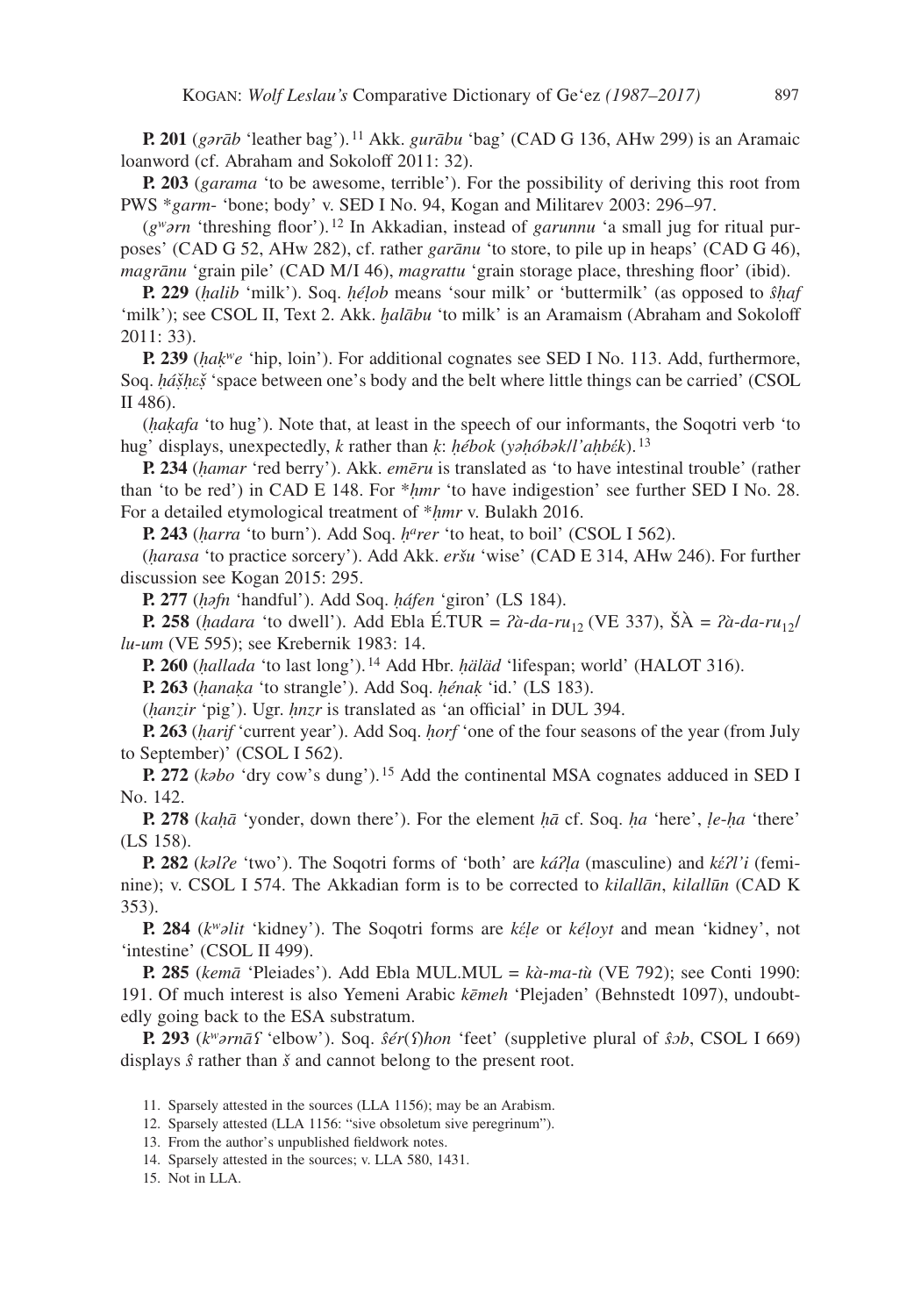**P. 201** (*gərāb* 'leather bag').[11] Akk. *gurābu* 'bag' (CAD G 136, AHw 299) is an Aramaic loanword (cf. Abraham and Sokoloff 2011: 32).

**P. 203** (*garama* 'to be awesome, terrible'). For the possibility of deriving this root from PWS \**garm*- 'bone; body' v. SED I No. 94, Kogan and Militarev 2003: 296–97.

(*gʷərn* 'threshing floor').[12] In Akkadian, instead of *garunnu* 'a small jug for ritual purposes' (CAD G 52, AHw 282), cf. rather *garānu* 'to store, to pile up in heaps' (CAD G 46), *magrānu* 'grain pile' (CAD M/I 46), *magrattu* 'grain storage place, threshing floor' (ibid).

**P. 229** (*ḥalib* 'milk'). Soq. *ḥéḷob* means 'sour milk' or 'buttermilk' (as opposed to *ŝḥaf* 'milk'); see CSOL II, Text 2. Akk. *ḫalābu* 'to milk' is an Aramaism (Abraham and Sokoloff 2011: 33).

**P. 239** (*ḥaḳʷe* 'hip, loin'). For additional cognates see SED I No. 113. Add, furthermore, Soq. *ḥáŝḥɛš̂* 'space between one's body and the belt where little things can be carried' (CSOL II 486).

(*ḥaḳafa* 'to hug'). Note that, at least in the speech of our informants, the Soqotri verb 'to hug' displays, unexpectedly, *k* rather than *ḳ*: *ḥébok* (*yəḥóbək*/*l'aḥbέk*).[13]

**P. 234** (*ḥamar* 'red berry'). Akk. *emēru* is translated as 'to have intestinal trouble' (rather than 'to be red') in CAD E 148. For \**ḥmr* 'to have indigestion' see further SED I No. 28. For a detailed etymological treatment of \**ḥmr* v. Bulakh 2016.

**P. 243** (*ḥarra* 'to burn'). Add Soq. *ḥᵃrer* 'to heat, to boil' (CSOL I 562).

(*ḥarasa* 'to practice sorcery'). Add Akk. *eršu* 'wise' (CAD E 314, AHw 246). For further discussion see Kogan 2015: 295.

**P. 277** (*ḥəfn* 'handful'). Add Soq. *ḥáfen* 'giron' (LS 184).

**P. 258** (*ḥadara* 'to dwell'). Add Ebla É.TUR = *ʔà-da-ru*₁₂ (VE 337), ŠÀ = *ʔà-da-ru*₁₂/*lu-um* (VE 595); see Krebernik 1983: 14.

**P. 260** (*ḥallada* 'to last long').[14] Add Hbr. *ḥäläd* 'lifespan; world' (HALOT 316).

**P. 263** (*ḥanaḳa* 'to strangle'). Add Soq. *ḥénaḳ* 'id.' (LS 183).

(*ḥanzir* 'pig'). Ugr. *ḥnzr* is translated as 'an official' in DUL 394.

**P. 263** (*ḥarif* 'current year'). Add Soq. *ḥorf* 'one of the four seasons of the year (from July to September)' (CSOL I 562).

**P. 272** (*kəbo* 'dry cow's dung').[15] Add the continental MSA cognates adduced in SED I No. 142.

**P. 278** (*kaḥā* 'yonder, down there'). For the element *ḥā* cf. Soq. *ḥa* 'here', *ḷe-ḥa* 'there' (LS 158).

**P. 282** (*kəlʔe* 'two'). The Soqotri forms of 'both' are *káʔḷa* (masculine) and *kέʔl'i* (feminine); v. CSOL I 574. The Akkadian form is to be corrected to *kilallān*, *kilallūn* (CAD K 353).

**P. 284** (*kʷəlit* 'kidney'). The Soqotri forms are *kέḷe* or *kéḷoyt* and mean 'kidney', not 'intestine' (CSOL II 499).

**P. 285** (*kemā* 'Pleiades'). Add Ebla MUL.MUL = *kà-ma-tù* (VE 792); see Conti 1990: 191. Of much interest is also Yemeni Arabic *kēmeh* 'Plejaden' (Behnstedt 1097), undoubtedly going back to the ESA substratum.

**P. 293** (*kʷərnāʕ* 'elbow'). Soq. *ŝér*(*ʕ*)*hon* 'feet' (suppletive plural of *ŝɔb*, CSOL I 669) displays *ŝ* rather than *š* and cannot belong to the present root.

11. Sparsely attested in the sources (LLA 1156); may be an Arabism.

12. Sparsely attested (LLA 1156: "sive obsoletum sive peregrinum").

13. From the author's unpublished fieldwork notes.

14. Sparsely attested in the sources; v. LLA 580, 1431.

15. Not in LLA.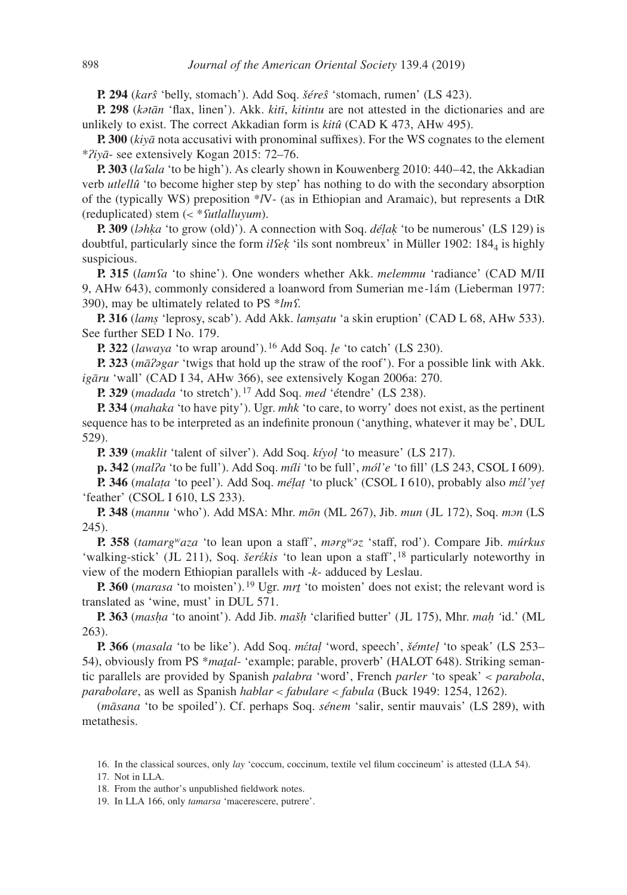**P. 294** (*karŝ* 'belly, stomach'). Add Soq. *šéreŝ* 'stomach, rumen' (LS 423).

**P. 298** (*kətān* 'flax, linen'). Akk. *kitī*, *kitintu* are not attested in the dictionaries and are unlikely to exist. The correct Akkadian form is *kitû* (CAD K 473, AHw 495).

**P. 300** (*kiyā* nota accusativi with pronominal suffixes). For the WS cognates to the element *\*ʔiyā-* see extensively Kogan 2015: 72–76.

**P. 303** (*laʕala* 'to be high'). As clearly shown in Kouwenberg 2010: 440–42, the Akkadian verb *utlellû* 'to become higher step by step' has nothing to do with the secondary absorption of the (typically WS) preposition *\*lV-* (as in Ethiopian and Aramaic), but represents a DtR (reduplicated) stem (< *\*ʕutlalluyum*).

**P. 309** (*ləhḳa* 'to grow (old)'). A connection with Soq. *déḷaḳ* 'to be numerous' (LS 129) is doubtful, particularly since the form *ilʕeḳ* 'ils sont nombreux' in Müller 1902: $184_4$ is highly suspicious.

**P. 315** (*lamʕa* 'to shine'). One wonders whether Akk. *melemmu* 'radiance' (CAD M/II 9, AHw 643), commonly considered a loanword from Sumerian me-lám (Lieberman 1977: 390), may be ultimately related to PS *\*lmʕ*.

**P. 316** (*lamṣ* 'leprosy, scab'). Add Akk. *lamṣatu* 'a skin eruption' (CAD L 68, AHw 533). See further SED I No. 179.

**P. 322** (*lawaya* 'to wrap around').[16] Add Soq. *ḷe* 'to catch' (LS 230).

**P. 323** (*māʔəgar* 'twigs that hold up the straw of the roof'). For a possible link with Akk. *igāru* 'wall' (CAD I 34, AHw 366), see extensively Kogan 2006a: 270.

**P. 329** (*madada* 'to stretch').[17] Add Soq. *med* 'étendre' (LS 238).

**P. 334** (*mahaka* 'to have pity'). Ugr. *mhk* 'to care, to worry' does not exist, as the pertinent sequence has to be interpreted as an indefinite pronoun ('anything, whatever it may be', DUL 529).

**P. 339** (*maklit* 'talent of silver'). Add Soq. *kíyoḷ* 'to measure' (LS 217).

**p. 342** (*malʔa* 'to be full'). Add Soq. *míli* 'to be full', *mól'e* 'to fill' (LS 243, CSOL I 609).

**P. 346** (*malaṭa* 'to peel'). Add Soq. *méḷaṭ* 'to pluck' (CSOL I 610), probably also *mél'yeṭ* 'feather' (CSOL I 610, LS 233).

**P. 348** (*mannu* 'who'). Add MSA: Mhr. *mōn* (ML 267), Jib. *mun* (JL 172), Soq. *mɔn* (LS 245).

**P. 358** (*tamargʷaza* 'to lean upon a staff', *mərgʷəz* 'staff, rod'). Compare Jib. *múrkus* 'walking-stick' (JL 211), Soq. *šerékis* 'to lean upon a staff',[18] particularly noteworthy in view of the modern Ethiopian parallels with *-k-* adduced by Leslau.

**P. 360** (*marasa* 'to moisten').[19] Ugr. *mrṯ* 'to moisten' does not exist; the relevant word is translated as 'wine, must' in DUL 571.

**P. 363** (*masḥa* 'to anoint'). Add Jib. *mašḥ* 'clarified butter' (JL 175), Mhr. *maḥ* 'id.' (ML 263).

**P. 366** (*masala* 'to be like'). Add Soq. *méṭaḷ* 'word, speech', *šémteḷ* 'to speak' (LS 253–54), obviously from PS *\*maṯal-* 'example; parable, proverb' (HALOT 648). Striking semantic parallels are provided by Spanish *palabra* 'word', French *parler* 'to speak' < *parabola*, *parabolare*, as well as Spanish *hablar* < *fabulare* < *fabula* (Buck 1949: 1254, 1262).

(*māsana* 'to be spoiled'). Cf. perhaps Soq. *sénem* 'salir, sentir mauvais' (LS 289), with metathesis.

16. In the classical sources, only *lay* 'coccum, coccinum, textile vel filum coccineum' is attested (LLA 54).

17. Not in LLA.

18. From the author's unpublished fieldwork notes.

19. In LLA 166, only *tamarsa* 'macerescere, putrere'.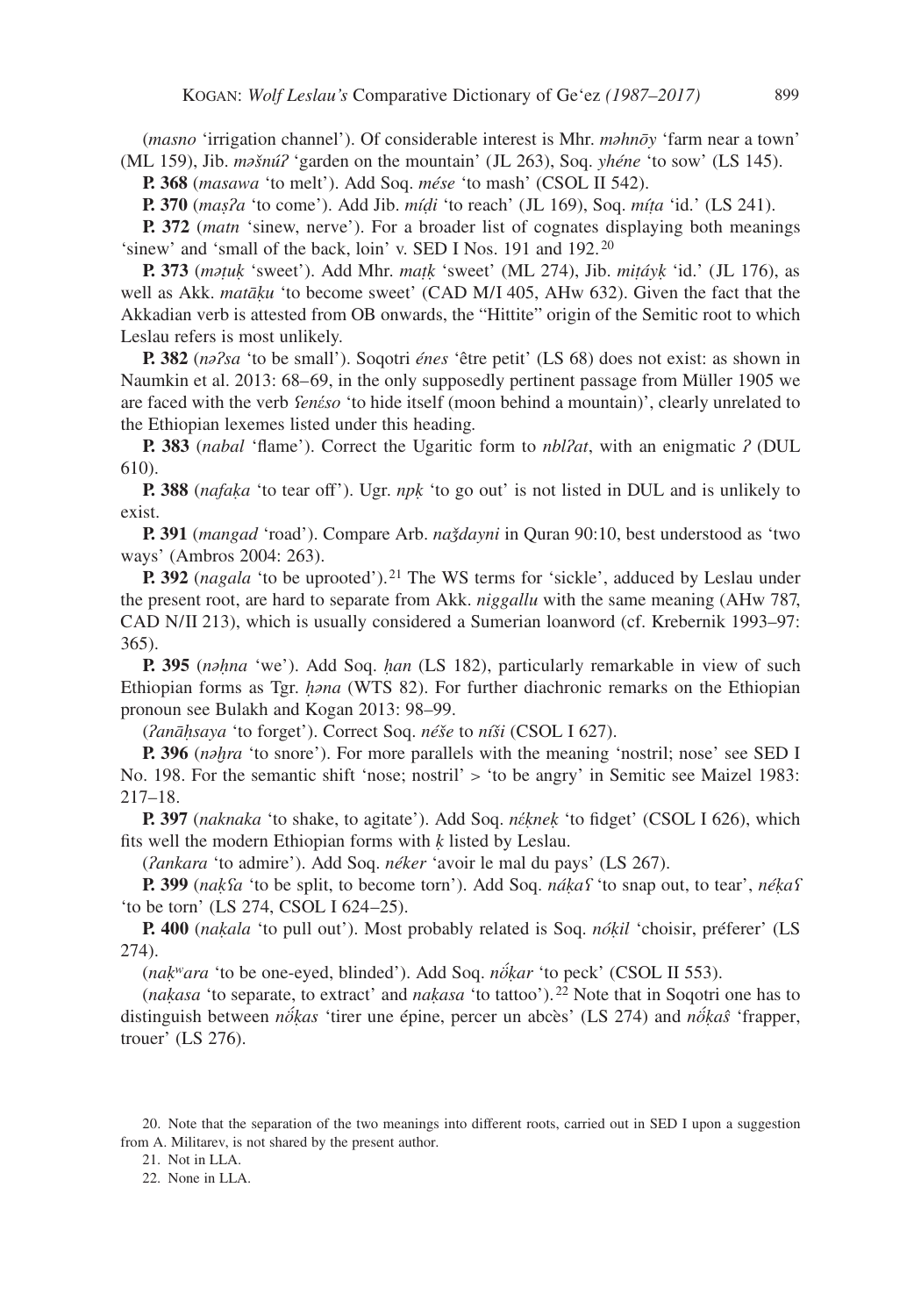(*masno* 'irrigation channel'). Of considerable interest is Mhr. *məhnōy* 'farm near a town' (ML 159), Jib. *məšnúʔ* 'garden on the mountain' (JL 263), Soq. *yhéne* 'to sow' (LS 145).

**P. 368** (*masawa* 'to melt'). Add Soq. *mése* 'to mash' (CSOL II 542).

**P. 370** (*maṣʔa* 'to come'). Add Jib. *míḍi* 'to reach' (JL 169), Soq. *míṭa* 'id.' (LS 241).

**P. 372** (*matn* 'sinew, nerve'). For a broader list of cognates displaying both meanings 'sinew' and 'small of the back, loin' v. SED I Nos. 191 and 192.[20]

**P. 373** (*məṭuḳ* 'sweet'). Add Mhr. *maṭḳ* 'sweet' (ML 274), Jib. *miṭáyḳ* 'id.' (JL 176), as well as Akk. *matāḳu* 'to become sweet' (CAD M/I 405, AHw 632). Given the fact that the Akkadian verb is attested from OB onwards, the "Hittite" origin of the Semitic root to which Leslau refers is most unlikely.

**P. 382** (*nəʔsa* 'to be small'). Soqotri *énes* 'être petit' (LS 68) does not exist: as shown in Naumkin et al. 2013: 68–69, in the only supposedly pertinent passage from Müller 1905 we are faced with the verb *ʕenéso* 'to hide itself (moon behind a mountain)', clearly unrelated to the Ethiopian lexemes listed under this heading.

**P. 383** (*nabal* 'flame'). Correct the Ugaritic form to *nblʔat*, with an enigmatic *ʔ* (DUL 610).

**P. 388** (*nafaḳa* 'to tear off'). Ugr. *npḳ* 'to go out' is not listed in DUL and is unlikely to exist.

**P. 391** (*mangad* 'road'). Compare Arb. *naǯdayni* in Quran 90:10, best understood as 'two ways' (Ambros 2004: 263).

**P. 392** (*nagala* 'to be uprooted').[21] The WS terms for 'sickle', adduced by Leslau under the present root, are hard to separate from Akk. *niggallu* with the same meaning (AHw 787, CAD N/II 213), which is usually considered a Sumerian loanword (cf. Krebernik 1993–97: 365).

**P. 395** (*nəḥna* 'we'). Add Soq. *ḥan* (LS 182), particularly remarkable in view of such Ethiopian forms as Tgr. *ḥəna* (WTS 82). For further diachronic remarks on the Ethiopian pronoun see Bulakh and Kogan 2013: 98–99.

(*ʔanāḥsaya* 'to forget'). Correct Soq. *néše* to *níši* (CSOL I 627).

**P. 396** (*nəḫra* 'to snore'). For more parallels with the meaning 'nostril; nose' see SED I No. 198. For the semantic shift 'nose; nostril' > 'to be angry' in Semitic see Maizel 1983: 217–18.

**P. 397** (*naknaka* 'to shake, to agitate'). Add Soq. *néḳneḳ* 'to fidget' (CSOL I 626), which fits well the modern Ethiopian forms with *ḳ* listed by Leslau.

(*ʔankara* 'to admire'). Add Soq. *néker* 'avoir le mal du pays' (LS 267).

**P. 399** (*naḳʕa* 'to be split, to become torn'). Add Soq. *náḳaʕ* 'to snap out, to tear', *néḳaʕ* 'to be torn' (LS 274, CSOL I 624–25).

**P. 400** (*naḳala* 'to pull out'). Most probably related is Soq. *nóḳil* 'choisir, préferer' (LS 274).

(*naḳʷara* 'to be one-eyed, blinded'). Add Soq. *nṓḳar* 'to peck' (CSOL II 553).

(*naḳasa* 'to separate, to extract' and *naḳasa* 'to tattoo').[22] Note that in Soqotri one has to distinguish between *nṓḳas* 'tirer une épine, percer un abcès' (LS 274) and *nṓḳaŝ* 'frapper, trouer' (LS 276).

20. Note that the separation of the two meanings into different roots, carried out in SED I upon a suggestion from A. Militarev, is not shared by the present author.

21. Not in LLA.

22. None in LLA.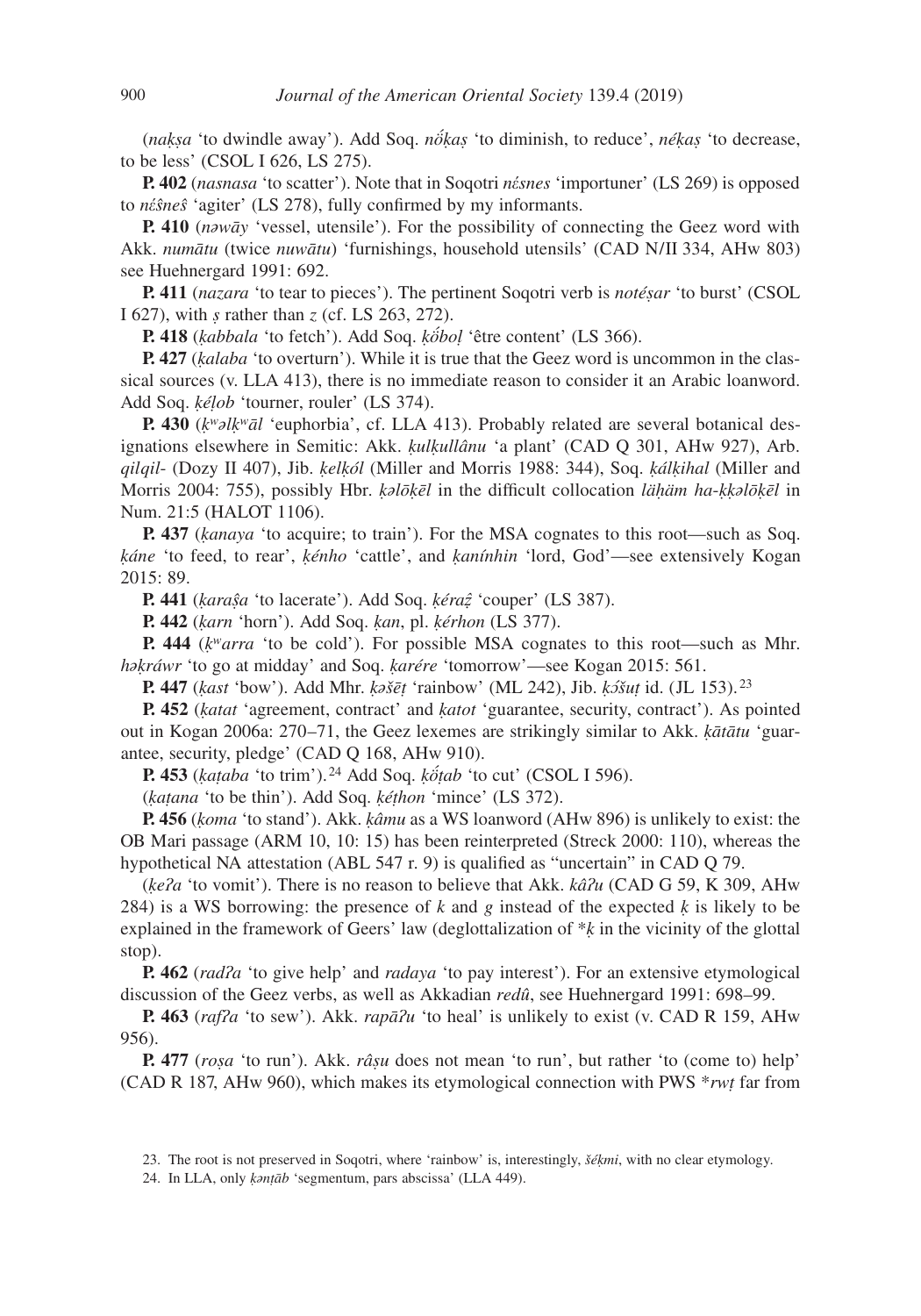(*naḳṣa* 'to dwindle away'). Add Soq. *nṓḳaṣ* 'to diminish, to reduce', *néḳaṣ* 'to decrease, to be less' (CSOL I 626, LS 275).

**P. 402** (*nasnasa* 'to scatter'). Note that in Soqotri *nέsnes* 'importuner' (LS 269) is opposed to *nέŝneŝ* 'agiter' (LS 278), fully confirmed by my informants.

**P. 410** (*nəwāy* 'vessel, utensile'). For the possibility of connecting the Geez word with Akk. *numātu* (twice *nuwātu*) 'furnishings, household utensils' (CAD N/II 334, AHw 803) see Huehnergard 1991: 692.

**P. 411** (*nazara* 'to tear to pieces'). The pertinent Soqotri verb is *notéṣar* 'to burst' (CSOL I 627), with *ṣ* rather than *z* (cf. LS 263, 272).

**P. 418** (*ḳabbala* 'to fetch'). Add Soq. *ḳṓboḷ* 'être content' (LS 366).

**P. 427** (*ḳalaba* 'to overturn'). While it is true that the Geez word is uncommon in the classical sources (v. LLA 413), there is no immediate reason to consider it an Arabic loanword. Add Soq. *ḳéḷob* 'tourner, rouler' (LS 374).

**P. 430** (*ḳʷəlḳʷāl* 'euphorbia', cf. LLA 413). Probably related are several botanical designations elsewhere in Semitic: Akk. *ḳulḳullânu* 'a plant' (CAD Q 301, AHw 927), Arb. *qilqil-* (Dozy II 407), Jib. *ḳelḳól* (Miller and Morris 1988: 344), Soq. *ḳálḳihal* (Miller and Morris 2004: 755), possibly Hbr. *ḳəlōḳēl* in the difficult collocation *läḥäm ha-ḳḳəlōḳēl* in Num. 21:5 (HALOT 1106).

**P. 437** (*ḳanaya* 'to acquire; to train'). For the MSA cognates to this root—such as Soq. *ḳáne* 'to feed, to rear', *ḳénho* 'cattle', and *ḳanínhin* 'lord, God'—see extensively Kogan 2015: 89.

**P. 441** (*ḳaraŝa* 'to lacerate'). Add Soq. *ḳéraẑ* 'couper' (LS 387).

**P. 442** (*ḳarn* 'horn'). Add Soq. *ḳan*, pl. *ḳérhon* (LS 377).

**P. 444** (*ḳʷarra* 'to be cold'). For possible MSA cognates to this root—such as Mhr. *həḳráwr* 'to go at midday' and Soq. *ḳarére* 'tomorrow'—see Kogan 2015: 561.

**P. 447** (*ḳast* 'bow'). Add Mhr. *ḳəšēṭ* 'rainbow' (ML 242), Jib. *ḳɔ́šuṭ* id. (JL 153).[23]

**P. 452** (*ḳatat* 'agreement, contract' and *ḳatot* 'guarantee, security, contract'). As pointed out in Kogan 2006a: 270–71, the Geez lexemes are strikingly similar to Akk. *ḳātātu* 'guarantee, security, pledge' (CAD Q 168, AHw 910).

**P. 453** (*ḳaṭaba* 'to trim').[24] Add Soq. *ḳṓṭab* 'to cut' (CSOL I 596).

(*ḳaṭana* 'to be thin'). Add Soq. *ḳéṭhon* 'mince' (LS 372).

**P. 456** (*ḳoma* 'to stand'). Akk. *ḳâmu* as a WS loanword (AHw 896) is unlikely to exist: the OB Mari passage (ARM 10, 10: 15) has been reinterpreted (Streck 2000: 110), whereas the hypothetical NA attestation (ABL 547 r. 9) is qualified as "uncertain" in CAD Q 79.

(*ḳeʔa* 'to vomit'). There is no reason to believe that Akk. *kâʔu* (CAD G 59, K 309, AHw 284) is a WS borrowing: the presence of *k* and *g* instead of the expected *ḳ* is likely to be explained in the framework of Geers' law (deglottalization of *\*ḳ* in the vicinity of the glottal stop).

**P. 462** (*radʔa* 'to give help' and *radaya* 'to pay interest'). For an extensive etymological discussion of the Geez verbs, as well as Akkadian *redû*, see Huehnergard 1991: 698–99.

**P. 463** (*rafʔa* 'to sew'). Akk. *rapāʔu* 'to heal' is unlikely to exist (v. CAD R 159, AHw 956).

**P. 477** (*roṣa* 'to run'). Akk. *râṣu* does not mean 'to run', but rather 'to (come to) help' (CAD R 187, AHw 960), which makes its etymological connection with PWS *\*rwṭ* far from

23. The root is not preserved in Soqotri, where 'rainbow' is, interestingly, *šéḳmi*, with no clear etymology.

24. In LLA, only *ḳənṭāb* 'segmentum, pars abscissa' (LLA 449).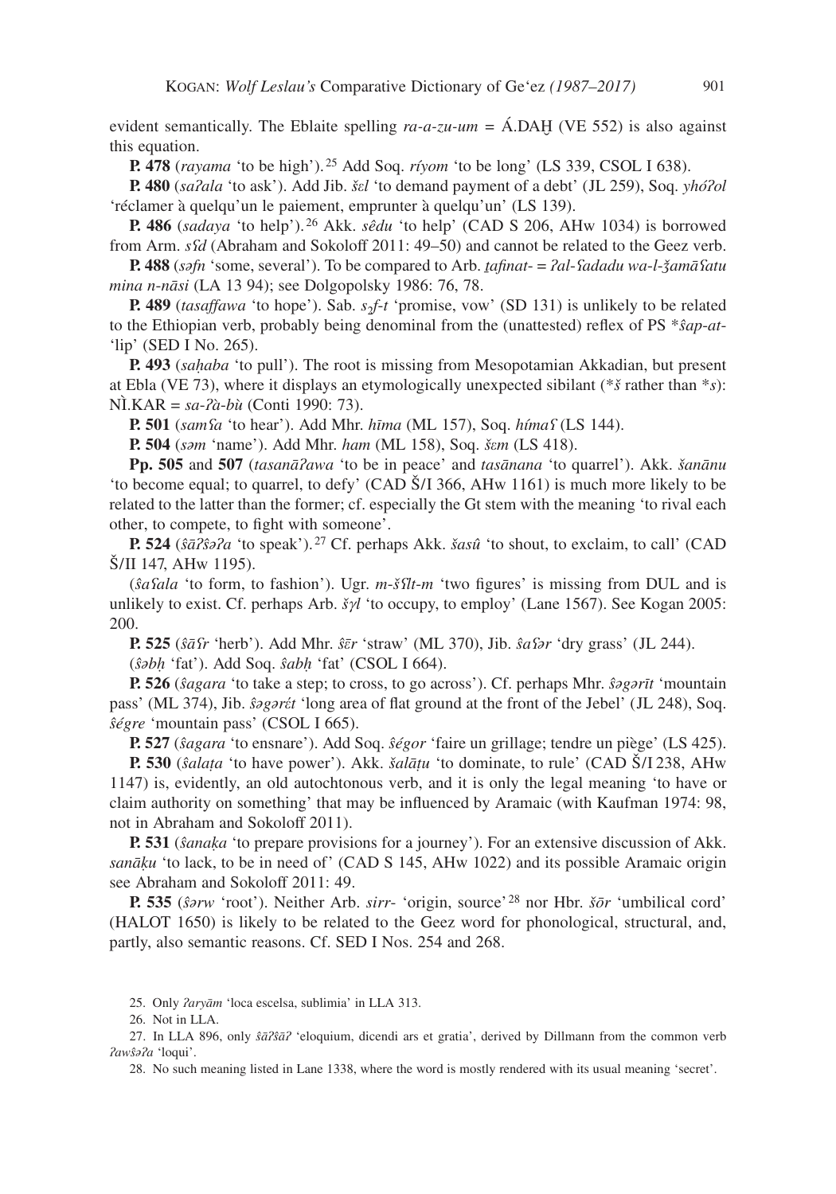evident semantically. The Eblaite spelling *ra-a-zu-um* = Á.DAḪ (VE 552) is also against this equation.

**P. 478** (*rayama* 'to be high'). [25] Add Soq. *ríyom* 'to be long' (LS 339, CSOL I 638).

**P. 480** (*saʔala* 'to ask'). Add Jib. *šɛl* 'to demand payment of a debt' (JL 259), Soq. *yhóʔol* 'réclamer à quelqu'un le paiement, emprunter à quelqu'un' (LS 139).

**P. 486** (*sadaya* 'to help'). [26] Akk. *sêdu* 'to help' (CAD S 206, AHw 1034) is borrowed from Arm. *sʕd* (Abraham and Sokoloff 2011: 49–50) and cannot be related to the Geez verb.

**P. 488** (*səfn* 'some, several'). To be compared to Arb. *ṯafinat-* = *ʔal-ʕadadu wa-l-ǯamāʕatu mina n-nāsi* (LA 13 94); see Dolgopolsky 1986: 76, 78.

**P. 489** (*tasaffawa* 'to hope'). Sab. $s_2$*f-t* 'promise, vow' (SD 131) is unlikely to be related to the Ethiopian verb, probably being denominal from the (unattested) reflex of PS \**ŝap-at-* 'lip' (SED I No. 265).

**P. 493** (*saḥaba* 'to pull'). The root is missing from Mesopotamian Akkadian, but present at Ebla (VE 73), where it displays an etymologically unexpected sibilant (\**š* rather than \**s*): NÌ.KAR = *sa-ʔà-bù* (Conti 1990: 73).

**P. 501** (*samʕa* 'to hear'). Add Mhr. *hīma* (ML 157), Soq. *hímaʕ* (LS 144).

**P. 504** (*səm* 'name'). Add Mhr. *ham* (ML 158), Soq. *šɛm* (LS 418).

**Pp. 505** and **507** (*tasanāʔawa* 'to be in peace' and *tasānana* 'to quarrel'). Akk. *šanānu* 'to become equal; to quarrel, to defy' (CAD Š/I 366, AHw 1161) is much more likely to be related to the latter than the former; cf. especially the Gt stem with the meaning 'to rival each other, to compete, to fight with someone'.

**P. 524** (*ŝāʔŝəʔa* 'to speak'). [27] Cf. perhaps Akk. *šasû* 'to shout, to exclaim, to call' (CAD Š/II 147, AHw 1195).

(*ŝaʕala* 'to form, to fashion'). Ugr. *m-šʕlt-m* 'two figures' is missing from DUL and is unlikely to exist. Cf. perhaps Arb. *šɣl* 'to occupy, to employ' (Lane 1567). See Kogan 2005: 200.

**P. 525** (*ŝāʕr* 'herb'). Add Mhr. *ŝēr* 'straw' (ML 370), Jib. *ŝaʕər* 'dry grass' (JL 244).

(*ŝəbḥ* 'fat'). Add Soq. *ŝabḥ* 'fat' (CSOL I 664).

**P. 526** (*ŝagara* 'to take a step; to cross, to go across'). Cf. perhaps Mhr. *ŝəgərīt* 'mountain pass' (ML 374), Jib. *ŝəgərέt* 'long area of flat ground at the front of the Jebel' (JL 248), Soq. *ŝégre* 'mountain pass' (CSOL I 665).

**P. 527** (*ŝagara* 'to ensnare'). Add Soq. *ŝégor* 'faire un grillage; tendre un piège' (LS 425).

**P. 530** (*ŝalaṭa* 'to have power'). Akk. *šalāṭu* 'to dominate, to rule' (CAD Š/I 238, AHw 1147) is, evidently, an old autochtonous verb, and it is only the legal meaning 'to have or claim authority on something' that may be influenced by Aramaic (with Kaufman 1974: 98, not in Abraham and Sokoloff 2011).

**P. 531** (*ŝanaḳa* 'to prepare provisions for a journey'). For an extensive discussion of Akk. *sanāḳu* 'to lack, to be in need of' (CAD S 145, AHw 1022) and its possible Aramaic origin see Abraham and Sokoloff 2011: 49.

**P. 535** (*ŝərw* 'root'). Neither Arb. *sirr-* 'origin, source' [28] nor Hbr. *šōr* 'umbilical cord' (HALOT 1650) is likely to be related to the Geez word for phonological, structural, and, partly, also semantic reasons. Cf. SED I Nos. 254 and 268.

---

25. Only *ʔaryām* 'loca escelsa, sublimia' in LLA 313.

26. Not in LLA.

27. In LLA 896, only *ŝāʔŝāʔ* 'eloquium, dicendi ars et gratia', derived by Dillmann from the common verb *ʔawŝəʔa* 'loqui'.

28. No such meaning listed in Lane 1338, where the word is mostly rendered with its usual meaning 'secret'.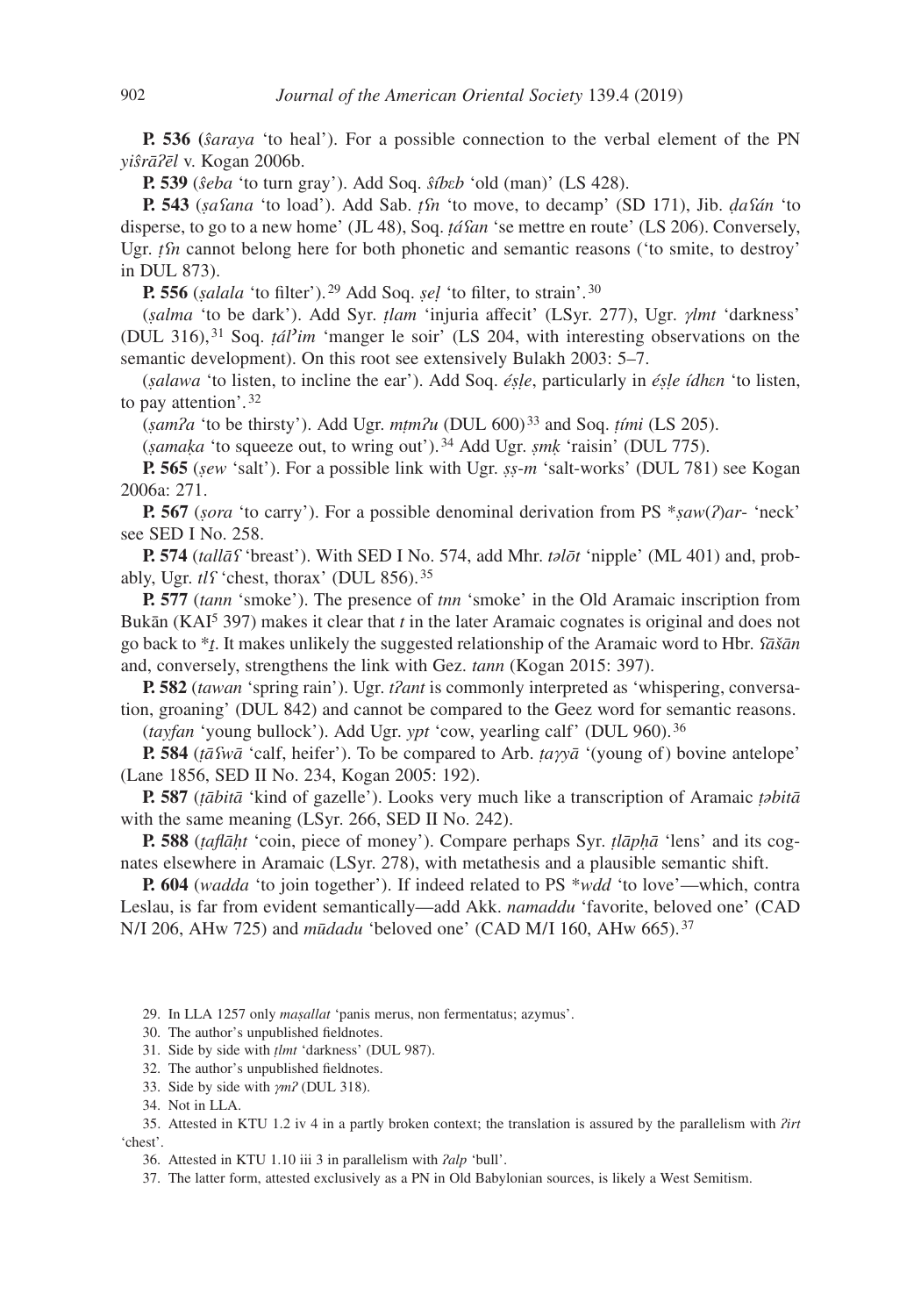**P. 536** (*ŝaraya* 'to heal'). For a possible connection to the verbal element of the PN *yiŝrāʔēl* v. Kogan 2006b.

**P. 539** (*ŝeba* 'to turn gray'). Add Soq. *ŝíbɛb* 'old (man)' (LS 428).

**P. 543** (*ṣaʕana* 'to load'). Add Sab. *ṭʕn* 'to move, to decamp' (SD 171), Jib. *ḍaʕán* 'to disperse, to go to a new home' (JL 48), Soq. *ṭáʕan* 'se mettre en route' (LS 206). Conversely, Ugr. *ṭʕn* cannot belong here for both phonetic and semantic reasons ('to smite, to destroy' in DUL 873).

**P. 556** (*ṣalala* 'to filter').[29] Add Soq. *ṣeḷ* 'to filter, to strain'.[30]

(*ṣalma* 'to be dark'). Add Syr. *ṭlam* 'injuria affecit' (LSyr. 277), Ugr. *γlmt* 'darkness' (DUL 316),[31] Soq. *ṭálʾim* 'manger le soir' (LS 204, with interesting observations on the semantic development). On this root see extensively Bulakh 2003: 5–7.

(*ṣalawa* 'to listen, to incline the ear'). Add Soq. *éṣḷe*, particularly in *éṣḷe ídhɛn* 'to listen, to pay attention'.[32]

(*ṣamʔa* 'to be thirsty'). Add Ugr. *mṭmʔu* (DUL 600)[33] and Soq. *ṭími* (LS 205).

(*ṣamaḳa* 'to squeeze out, to wring out').[34] Add Ugr. *ṣmḳ* 'raisin' (DUL 775).

**P. 565** (*ṣew* 'salt'). For a possible link with Ugr. *ṣṣ-m* 'salt-works' (DUL 781) see Kogan 2006a: 271.

**P. 567** (*ṣora* 'to carry'). For a possible denominal derivation from PS \**ṣaw*(*ʔ*)*ar*- 'neck' see SED I No. 258.

**P. 574** (*tallāʕ* 'breast'). With SED I No. 574, add Mhr. *təlōt* 'nipple' (ML 401) and, probably, Ugr. *tlʕ* 'chest, thorax' (DUL 856).[35]

**P. 577** (*tann* 'smoke'). The presence of *tnn* 'smoke' in the Old Aramaic inscription from Bukān (KAI⁵ 397) makes it clear that *t* in the later Aramaic cognates is original and does not go back to \**ṯ*. It makes unlikely the suggested relationship of the Aramaic word to Hbr. *ʕāšān* and, conversely, strengthens the link with Gez. *tann* (Kogan 2015: 397).

**P. 582** (*tawan* 'spring rain'). Ugr. *tʔant* is commonly interpreted as 'whispering, conversation, groaning' (DUL 842) and cannot be compared to the Geez word for semantic reasons.

(*tayfan* 'young bullock'). Add Ugr. *ypt* 'cow, yearling calf' (DUL 960).[36]

**P. 584** (*ṭāʕwā* 'calf, heifer'). To be compared to Arb. *ṭaγyā* '(young of) bovine antelope' (Lane 1856, SED II No. 234, Kogan 2005: 192).

**P. 587** (*ṭābitā* 'kind of gazelle'). Looks very much like a transcription of Aramaic *ṭəbitā* with the same meaning (LSyr. 266, SED II No. 242).

**P. 588** (*ṭaflāḥt* 'coin, piece of money'). Compare perhaps Syr. *ṭlāpḥā* 'lens' and its cognates elsewhere in Aramaic (LSyr. 278), with metathesis and a plausible semantic shift.

**P. 604** (*wadda* 'to join together'). If indeed related to PS \**wdd* 'to love'—which, contra Leslau, is far from evident semantically—add Akk. *namaddu* 'favorite, beloved one' (CAD N/I 206, AHw 725) and *mūdadu* 'beloved one' (CAD M/I 160, AHw 665).[37]

---

29. In LLA 1257 only *maṣallat* 'panis merus, non fermentatus; azymus'.

30. The author's unpublished fieldnotes.

31. Side by side with *ṭlmt* 'darkness' (DUL 987).

32. The author's unpublished fieldnotes.

33. Side by side with *γmʔ* (DUL 318).

34. Not in LLA.

35. Attested in KTU 1.2 iv 4 in a partly broken context; the translation is assured by the parallelism with *ʔirt* 'chest'.

36. Attested in KTU 1.10 iii 3 in parallelism with *ʔalp* 'bull'.

37. The latter form, attested exclusively as a PN in Old Babylonian sources, is likely a West Semitism.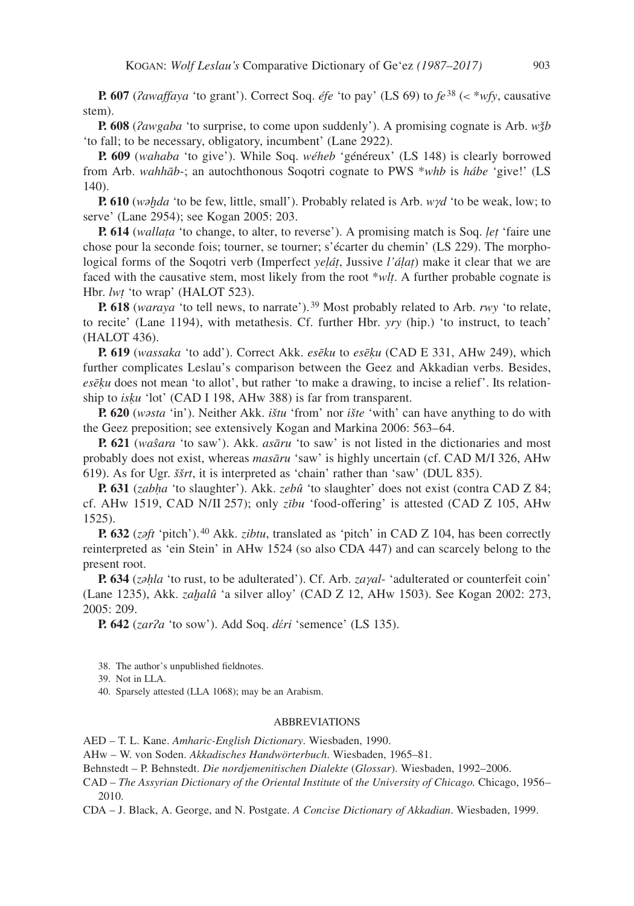**P. 607** (*ʔawaffaya* 'to grant'). Correct Soq. *éfe* 'to pay' (LS 69) to *fe*[38] (< *\*wfy*, causative stem).

**P. 608** (*ʔawgaba* 'to surprise, to come upon suddenly'). A promising cognate is Arb. *wǯb* 'to fall; to be necessary, obligatory, incumbent' (Lane 2922).

**P. 609** (*wahaba* 'to give'). While Soq. *wéheb* 'généreux' (LS 148) is clearly borrowed from Arb. *wahhāb*-; an autochthonous Soqotri cognate to PWS *\*whb* is *hábe* 'give!' (LS 140).

**P. 610** (*wəḫda* 'to be few, little, small'). Probably related is Arb. *wɣd* 'to be weak, low; to serve' (Lane 2954); see Kogan 2005: 203.

**P. 614** (*wallaṭa* 'to change, to alter, to reverse'). A promising match is Soq. *ḷeṭ* 'faire une chose pour la seconde fois; tourner, se tourner; s'écarter du chemin' (LS 229). The morphological forms of the Soqotri verb (Imperfect *yeḷáṭ*, Jussive *l'áḷaṭ*) make it clear that we are faced with the causative stem, most likely from the root *\*wlṭ*. A further probable cognate is Hbr. *lwṭ* 'to wrap' (HALOT 523).

**P. 618** (*waraya* 'to tell news, to narrate').[39] Most probably related to Arb. *rwy* 'to relate, to recite' (Lane 1194), with metathesis. Cf. further Hbr. *yry* (hip.) 'to instruct, to teach' (HALOT 436).

**P. 619** (*wassaka* 'to add'). Correct Akk. *esēku* to *esēḳu* (CAD E 331, AHw 249), which further complicates Leslau's comparison between the Geez and Akkadian verbs. Besides, *esēḳu* does not mean 'to allot', but rather 'to make a drawing, to incise a relief'. Its relationship to *isḳu* 'lot' (CAD I 198, AHw 388) is far from transparent.

**P. 620** (*wəsta* 'in'). Neither Akk. *ištu* 'from' nor *ište* 'with' can have anything to do with the Geez preposition; see extensively Kogan and Markina 2006: 563–64.

**P. 621** (*waŝara* 'to saw'). Akk. *asāru* 'to saw' is not listed in the dictionaries and most probably does not exist, whereas *masāru* 'saw' is highly uncertain (cf. CAD M/I 326, AHw 619). As for Ugr. *ššrt*, it is interpreted as 'chain' rather than 'saw' (DUL 835).

**P. 631** (*zabḥa* 'to slaughter'). Akk. *zebû* 'to slaughter' does not exist (contra CAD Z 84; cf. AHw 1519, CAD N/II 257); only *zību* 'food-offering' is attested (CAD Z 105, AHw 1525).

**P. 632** (*zəft* 'pitch').[40] Akk. *zibtu*, translated as 'pitch' in CAD Z 104, has been correctly reinterpreted as 'ein Stein' in AHw 1524 (so also CDA 447) and can scarcely belong to the present root.

**P. 634** (*zəḥla* 'to rust, to be adulterated'). Cf. Arb. *zaɣal*- 'adulterated or counterfeit coin' (Lane 1235), Akk. *zaḫalû* 'a silver alloy' (CAD Z 12, AHw 1503). See Kogan 2002: 273, 2005: 209.

**P. 642** (*zarʔa* 'to sow'). Add Soq. *d�otḗri* 'semence' (LS 135).

38. The author's unpublished fieldnotes.

39. Not in LLA.

40. Sparsely attested (LLA 1068); may be an Arabism.

## ABBREVIATIONS

AED – T. L. Kane. *Amharic-English Dictionary*. Wiesbaden, 1990.

AHw – W. von Soden. *Akkadisches Handwörterbuch*. Wiesbaden, 1965–81.

Behnstedt – P. Behnstedt. *Die nordjemenitischen Dialekte* (*Glossar*). Wiesbaden, 1992–2006.

CAD – *The Assyrian Dictionary of the Oriental Institute* of *the University of Chicago*. Chicago, 1956–2010.

CDA – J. Black, A. George, and N. Postgate. *A Concise Dictionary of Akkadian*. Wiesbaden, 1999.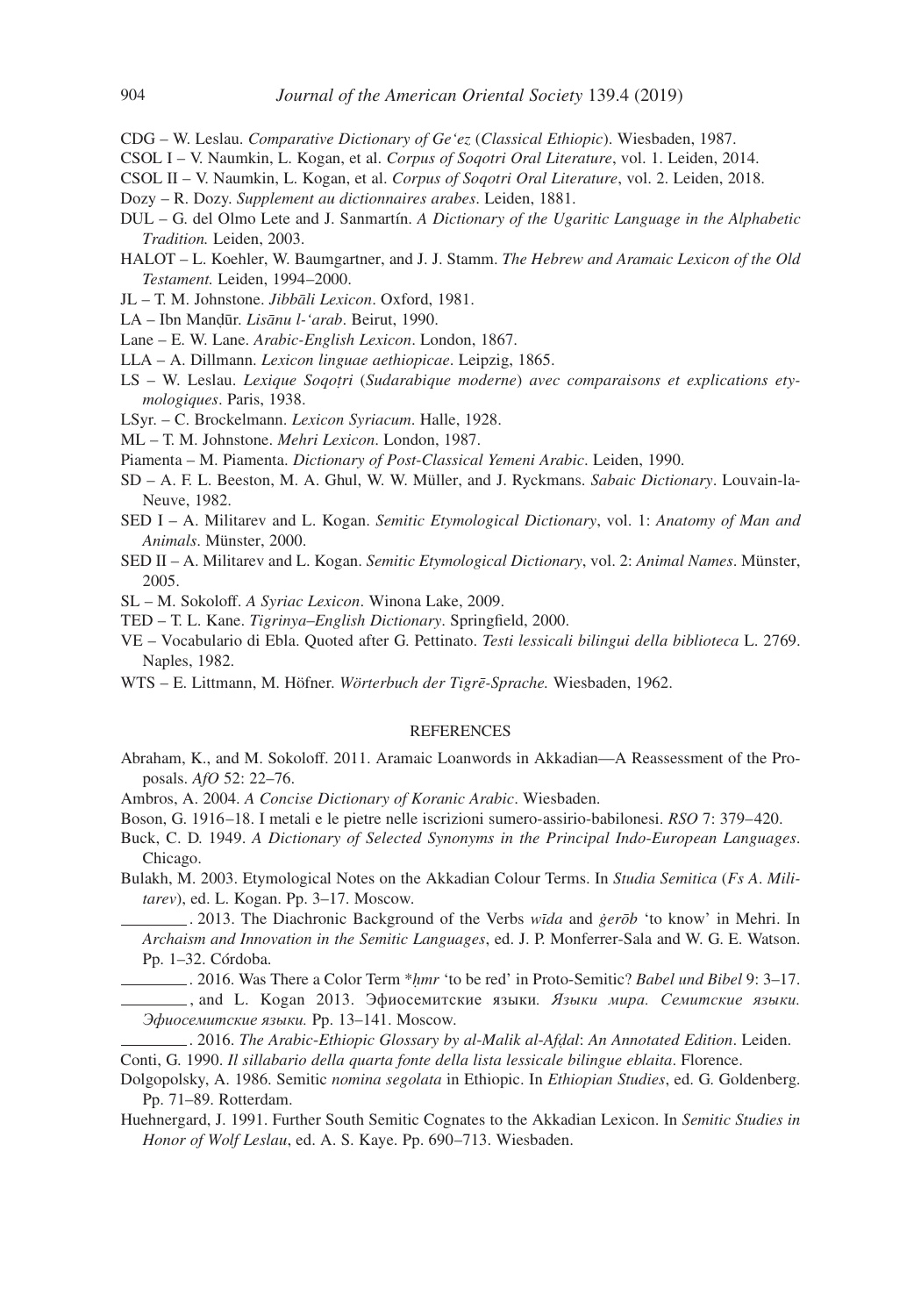CDG – W. Leslau. *Comparative Dictionary of Geʿez* (*Classical Ethiopic*). Wiesbaden, 1987.

CSOL I – V. Naumkin, L. Kogan, et al. *Corpus of Soqotri Oral Literature*, vol. 1. Leiden, 2014.

CSOL II – V. Naumkin, L. Kogan, et al. *Corpus of Soqotri Oral Literature*, vol. 2. Leiden, 2018.

Dozy – R. Dozy. *Supplement au dictionnaires arabes*. Leiden, 1881.

DUL – G. del Olmo Lete and J. Sanmartín. *A Dictionary of the Ugaritic Language in the Alphabetic Tradition.* Leiden, 2003.

HALOT – L. Koehler, W. Baumgartner, and J. J. Stamm. *The Hebrew and Aramaic Lexicon of the Old Testament.* Leiden, 1994–2000.

JL – T. M. Johnstone. *Jibbāli Lexicon*. Oxford, 1981.

LA – Ibn Manḍūr. *Lisānu l-ʿarab*. Beirut, 1990.

Lane – E. W. Lane. *Arabic-English Lexicon*. London, 1867.

LLA – A. Dillmann. *Lexicon linguae aethiopicae*. Leipzig, 1865.

LS – W. Leslau. *Lexique Soqoṭri* (*Sudarabique moderne*) *avec comparaisons et explications etymologiques*. Paris, 1938.

LSyr. – C. Brockelmann. *Lexicon Syriacum*. Halle, 1928.

ML – T. M. Johnstone. *Mehri Lexicon*. London, 1987.

Piamenta – M. Piamenta. *Dictionary of Post-Classical Yemeni Arabic*. Leiden, 1990.

SD – A. F. L. Beeston, M. A. Ghul, W. W. Müller, and J. Ryckmans. *Sabaic Dictionary*. Louvain-la-Neuve, 1982.

SED I – A. Militarev and L. Kogan. *Semitic Etymological Dictionary*, vol. 1: *Anatomy of Man and Animals*. Münster, 2000.

SED II – A. Militarev and L. Kogan. *Semitic Etymological Dictionary*, vol. 2: *Animal Names*. Münster, 2005.

SL – M. Sokoloff. *A Syriac Lexicon*. Winona Lake, 2009.

TED – T. L. Kane. *Tigrinya–English Dictionary*. Springfield, 2000.

VE – Vocabulario di Ebla. Quoted after G. Pettinato. *Testi lessicali bilingui della biblioteca* L. 2769. Naples, 1982.

WTS – E. Littmann, M. Höfner. *Wörterbuch der Tigrē-Sprache.* Wiesbaden, 1962.

## REFERENCES

Abraham, K., and M. Sokoloff. 2011. Aramaic Loanwords in Akkadian—A Reassessment of the Proposals. *AfO* 52: 22–76.

Ambros, A. 2004. *A Concise Dictionary of Koranic Arabic*. Wiesbaden.

Boson, G. 1916–18. I metali e le pietre nelle iscrizioni sumero-assirio-babilonesi. *RSO* 7: 379–420.

Buck, C. D. 1949. *A Dictionary of Selected Synonyms in the Principal Indo-European Languages*. Chicago.

Bulakh, M. 2003. Etymological Notes on the Akkadian Colour Terms. In *Studia Semitica* (*Fs A. Militarev*), ed. L. Kogan. Pp. 3–17. Moscow.

________. 2013. The Diachronic Background of the Verbs *wīda* and *ġerōb* 'to know' in Mehri. In *Archaism and Innovation in the Semitic Languages*, ed. J. P. Monferrer-Sala and W. G. E. Watson. Pp. 1–32. Córdoba.

________. 2016. Was There a Color Term *\*ḥmr* 'to be red' in Proto-Semitic? *Babel und Bibel* 9: 3–17.

________, and L. Kogan 2013. Эфиосемитские языки. *Языки мира. Семитские языки. Эфиосемитские языки.* Pp. 13–141. Moscow.

________. 2016. *The Arabic-Ethiopic Glossary by al-Malik al-Afḍal*: *An Annotated Edition*. Leiden.

Conti, G. 1990. *Il sillabario della quarta fonte della lista lessicale bilingue eblaita*. Florence.

Dolgopolsky, A. 1986. Semitic *nomina segolata* in Ethiopic. In *Ethiopian Studies*, ed. G. Goldenberg. Pp. 71–89. Rotterdam.

Huehnergard, J. 1991. Further South Semitic Cognates to the Akkadian Lexicon. In *Semitic Studies in Honor of Wolf Leslau*, ed. A. S. Kaye. Pp. 690–713. Wiesbaden.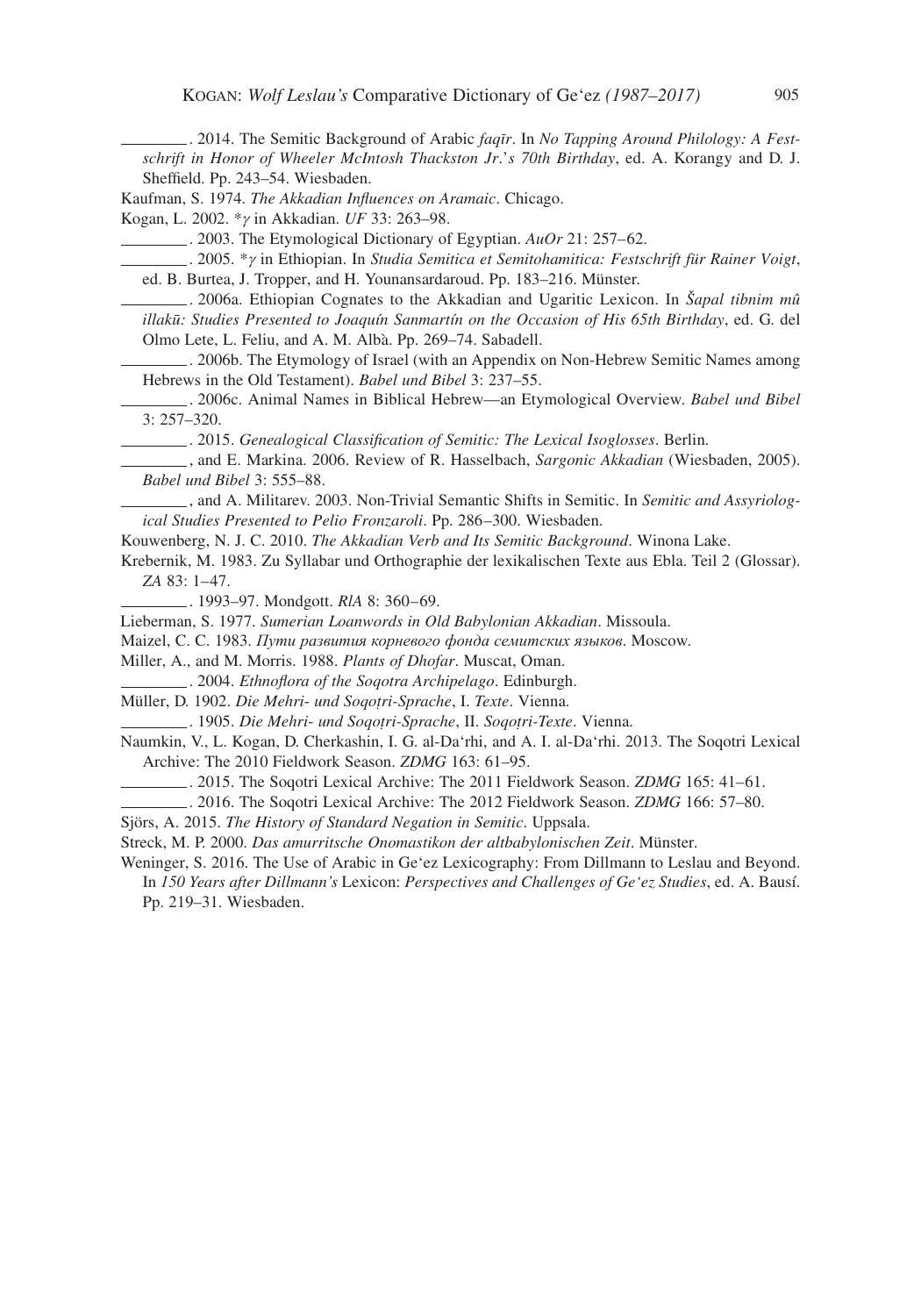———. 2014. The Semitic Background of Arabic *faqīr*. In *No Tapping Around Philology: A Festschrift in Honor of Wheeler McIntosh Thackston Jr.'s 70th Birthday*, ed. A. Korangy and D. J. Sheffield. Pp. 243–54. Wiesbaden.

Kaufman, S. 1974. *The Akkadian Influences on Aramaic*. Chicago.

Kogan, L. 2002. *$\gamma$ in Akkadian. *UF* 33: 263–98.

———. 2003. The Etymological Dictionary of Egyptian. *AuOr* 21: 257–62.

———. 2005. *$\gamma$ in Ethiopian. In *Studia Semitica et Semitohamitica: Festschrift für Rainer Voigt*, ed. B. Burtea, J. Tropper, and H. Younansardaroud. Pp. 183–216. Münster.

———. 2006a. Ethiopian Cognates to the Akkadian and Ugaritic Lexicon. In *Šapal tibnim mû illakū: Studies Presented to Joaquín Sanmartín on the Occasion of His 65th Birthday*, ed. G. del Olmo Lete, L. Feliu, and A. M. Albà. Pp. 269–74. Sabadell.

———. 2006b. The Etymology of Israel (with an Appendix on Non-Hebrew Semitic Names among Hebrews in the Old Testament). *Babel und Bibel* 3: 237–55.

———. 2006c. Animal Names in Biblical Hebrew—an Etymological Overview. *Babel und Bibel* 3: 257–320.

———. 2015. *Genealogical Classification of Semitic: The Lexical Isoglosses*. Berlin.

———, and E. Markina. 2006. Review of R. Hasselbach, *Sargonic Akkadian* (Wiesbaden, 2005). *Babel und Bibel* 3: 555–88.

———, and A. Militarev. 2003. Non-Trivial Semantic Shifts in Semitic. In *Semitic and Assyriological Studies Presented to Pelio Fronzaroli*. Pp. 286–300. Wiesbaden.

Kouwenberg, N. J. C. 2010. *The Akkadian Verb and Its Semitic Background*. Winona Lake.

Krebernik, M. 1983. Zu Syllabar und Orthographie der lexikalischen Texte aus Ebla. Teil 2 (Glossar). *ZA* 83: 1–47.

———. 1993–97. Mondgott. *RlA* 8: 360–69.

Lieberman, S. 1977. *Sumerian Loanwords in Old Babylonian Akkadian*. Missoula.

Maizel, C. C. 1983. *Пути развития корневого фонда семитских языков*. Moscow.

Miller, A., and M. Morris. 1988. *Plants of Dhofar*. Muscat, Oman.

———. 2004. *Ethnoflora of the Soqotra Archipelago*. Edinburgh.

Müller, D. 1902. *Die Mehri- und Soqoṭri-Sprache*, I. *Texte*. Vienna.

———. 1905. *Die Mehri- und Soqoṭri-Sprache*, II. *Soqoṭri-Texte*. Vienna.

Naumkin, V., L. Kogan, D. Cherkashin, I. G. al-Da'rhi, and A. I. al-Da'rhi. 2013. The Soqotri Lexical Archive: The 2010 Fieldwork Season. *ZDMG* 163: 61–95.

———. 2015. The Soqotri Lexical Archive: The 2011 Fieldwork Season. *ZDMG* 165: 41–61.

———. 2016. The Soqotri Lexical Archive: The 2012 Fieldwork Season. *ZDMG* 166: 57–80.

Sjörs, A. 2015. *The History of Standard Negation in Semitic*. Uppsala.

Streck, M. P. 2000. *Das amurritsche Onomastikon der altbabylonischen Zeit*. Münster.

Weninger, S. 2016. The Use of Arabic in Ge'ez Lexicography: From Dillmann to Leslau and Beyond. In *150 Years after Dillmann's* Lexicon: *Perspectives and Challenges of Ge'ez Studies*, ed. A. Bausí. Pp. 219–31. Wiesbaden.